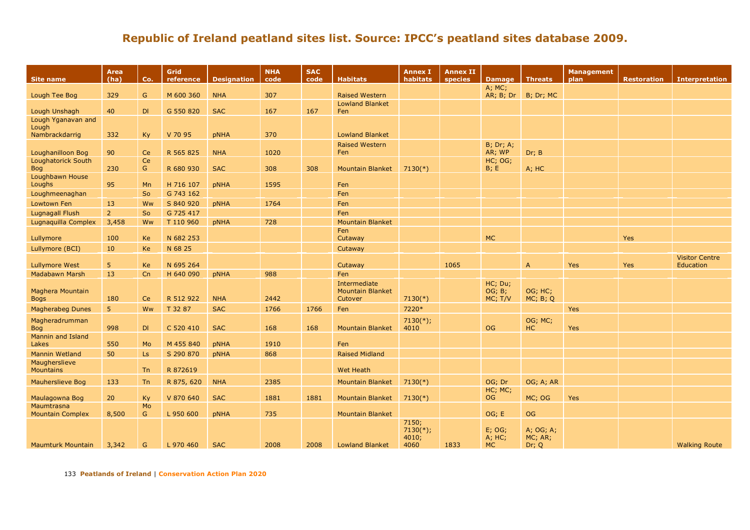# Republic of Ireland peatland sites list. Source: IPCC's peatland sites database 2009.

| Site name | Area (ha) | Co. | Grid reference | Designation | NHA code | SAC code | Habitats | Annex I habitats | Annex II species | Damage | Threats | Management plan | Restoration | Interpretation |
|---|---|---|---|---|---|---|---|---|---|---|---|---|---|---|
| Lough Tee Bog | 329 | G | M 600 360 | NHA | 307 | | Raised Western | | | A; MC; AR; B; Dr | B; Dr; MC | | | |
| Lough Unshagh | 40 | Dl | G 550 820 | SAC | 167 | 167 | Lowland Blanket Fen | | | | | | | |
| Lough Yganavan and Lough Nambrackdarrig | 332 | Ky | V 70 95 | pNHA | 370 | | Lowland Blanket | | | | | | | |
| Loughanilloon Bog | 90 | Ce | R 565 825 | NHA | 1020 | | Raised Western Fen | | | B; Dr; A; AR; WP | Dr; B | | | |
| Loughatorick South Bog | 230 | Ce G | R 680 930 | SAC | 308 | 308 | Mountain Blanket | 7130(*) | | HC; OG; B; E | A; HC | | | |
| Loughbawn House Loughs | 95 | Mn | H 716 107 | pNHA | 1595 | | Fen | | | | | | | |
| Loughmeenaghan | | So | G 743 162 | | | | Fen | | | | | | | |
| Lowtown Fen | 13 | Ww | S 840 920 | pNHA | 1764 | | Fen | | | | | | | |
| Lugnagall Flush | 2 | So | G 725 417 | | | | Fen | | | | | | | |
| Lugnaquilla Complex | 3,458 | Ww | T 110 960 | pNHA | 728 | | Mountain Blanket | | | | | | | |
| Lullymore | 100 | Ke | N 682 253 | | | | Fen Cutaway | | | MC | | | Yes | |
| Lullymore (BCI) | 10 | Ke | N 68 25 | | | | Cutaway | | | | | | | |
| Lullymore West | 5 | Ke | N 695 264 | | | | Cutaway | | 1065 | | A | Yes | Yes | Visitor Centre Education |
| Madabawn Marsh | 13 | Cn | H 640 090 | pNHA | 988 | | Fen | | | | | | | |
| Maghera Mountain Bogs | 180 | Ce | R 512 922 | NHA | 2442 | | Intermediate Mountain Blanket Cutover | 7130(*) | | HC; Du; OG; B; MC; T/V | OG; HC; MC; B; Q | | | |
| Magherabeg Dunes | 5 | Ww | T 32 87 | SAC | 1766 | 1766 | Fen | 7220* | | | | Yes | | |
| Magheradrumman Bog | 998 | Dl | C 520 410 | SAC | 168 | 168 | Mountain Blanket | 7130(*); 4010 | | OG | OG; MC; HC | Yes | | |
| Mannin and Island Lakes | 550 | Mo | M 455 840 | pNHA | 1910 | | Fen | | | | | | | |
| Mannin Wetland | 50 | Ls | S 290 870 | pNHA | 868 | | Raised Midland | | | | | | | |
| Maugherslieve Mountains | | Tn | R 872619 | | | | Wet Heath | | | | | | | |
| Mauherslieve Bog | 133 | Tn | R 875, 620 | NHA | 2385 | | Mountain Blanket | 7130(*) | | OG; Dr | OG; A; AR | | | |
| Maulagowna Bog | 20 | Ky | V 870 640 | SAC | 1881 | 1881 | Mountain Blanket | 7130(*) | | HC; MC; OG | MC; OG | Yes | | |
| Maumtrasna Mountain Complex | 8,500 | Mo G | L 950 600 | pNHA | 735 | | Mountain Blanket | | | OG; E | OG | | | |
| Maumturk Mountain | 3,342 | G | L 970 460 | SAC | 2008 | 2008 | Lowland Blanket | 7150; 7130(*); 4010; 4060 | 1833 | E; OG; A; HC; MC | A; OG; A; MC; AR; Dr; Q | | | Walking Route |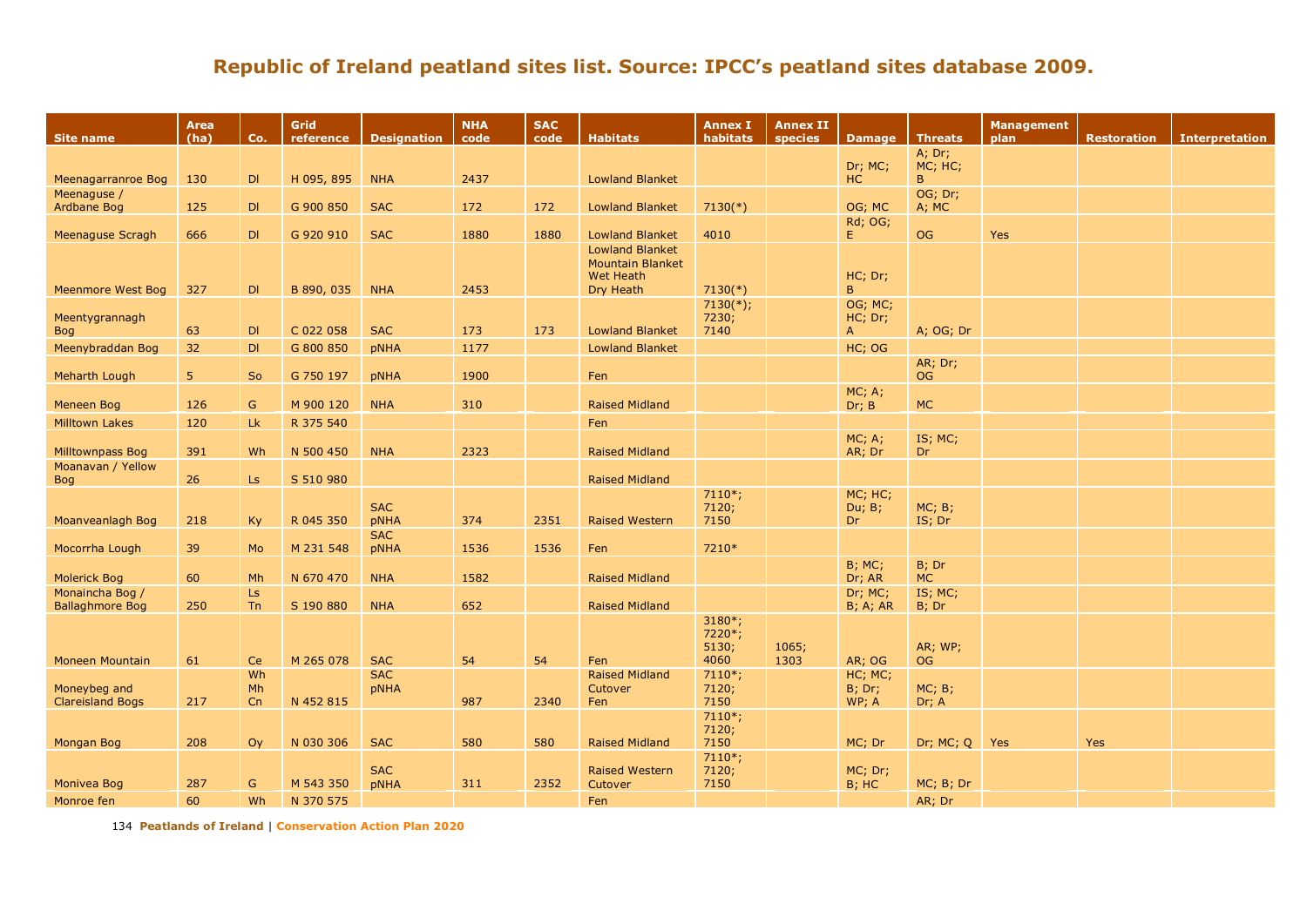## Republic of Ireland peatland sites list. Source: IPCC's peatland sites database 2009.

| Site name | Area (ha) | Co. | Grid reference | Designation | NHA code | SAC code | Habitats | Annex I habitats | Annex II species | Damage | Threats | Management plan | Restoration | Interpretation |
|---|---|---|---|---|---|---|---|---|---|---|---|---|---|---|
| Meenagarranroe Bog | 130 | Dl | H 095, 895 | NHA | 2437 | | Lowland Blanket | | | Dr; MC; HC | A; Dr; MC; HC; B | | | |
| Meenaguse / Ardbane Bog | 125 | Dl | G 900 850 | SAC | 172 | 172 | Lowland Blanket | 7130(*) | | OG; MC | OG; Dr; A; MC | | | |
| Meenaguse Scragh | 666 | Dl | G 920 910 | SAC | 1880 | 1880 | Lowland Blanket | 4010 | | Rd; OG; E | OG | Yes | | |
| Meenmore West Bog | 327 | Dl | B 890, 035 | NHA | 2453 | | Lowland Blanket Mountain Blanket Wet Heath Dry Heath | 7130(*) | | HC; Dr; B | | | | |
| Meentygrannagh Bog | 63 | Dl | C 022 058 | SAC | 173 | 173 | Lowland Blanket | 7130(*); 7230; 7140 | | OG; MC; HC; Dr; A | A; OG; Dr | | | |
| Meenybraddan Bog | 32 | Dl | G 800 850 | pNHA | 1177 | | Lowland Blanket | | | HC; OG | | | | |
| Meharth Lough | 5 | So | G 750 197 | pNHA | 1900 | | Fen | | | | AR; Dr; OG | | | |
| Meneen Bog | 126 | G | M 900 120 | NHA | 310 | | Raised Midland | | | MC; A; Dr; B | MC | | | |
| Milltown Lakes | 120 | Lk | R 375 540 | | | | Fen | | | | | | | |
| Milltownpass Bog | 391 | Wh | N 500 450 | NHA | 2323 | | Raised Midland | | | MC; A; AR; Dr | IS; MC; Dr | | | |
| Moanavan / Yellow Bog | 26 | Ls | S 510 980 | | | | Raised Midland | | | | | | | |
| Moanveanlagh Bog | 218 | Ky | R 045 350 | SAC pNHA | 374 | 2351 | Raised Western | 7110*; 7120; 7150 | | MC; HC; Du; B; Dr | MC; B; IS; Dr | | | |
| Mocorrha Lough | 39 | Mo | M 231 548 | SAC pNHA | 1536 | 1536 | Fen | 7210* | | | | | | |
| Molerick Bog | 60 | Mh | N 670 470 | NHA | 1582 | | Raised Midland | | | B; MC; Dr; AR | B; Dr MC | | | |
| Monaincha Bog / Ballaghmore Bog | 250 | Ls Tn | S 190 880 | NHA | 652 | | Raised Midland | | | Dr; MC; B; A; AR | IS; MC; B; Dr | | | |
| Moneen Mountain | 61 | Ce | M 265 078 | SAC | 54 | 54 | Fen | 3180*; 7220*; 5130; 4060 | 1065; 1303 | AR; OG | AR; WP; OG | | | |
| Moneybeg and Clareisland Bogs | 217 | Wh Mh Cn | N 452 815 | SAC pNHA | 987 | 2340 | Raised Midland Cutover Fen | 7110*; 7120; 7150 | | HC; MC; B; Dr; WP; A | MC; B; Dr; A | | | |
| Mongan Bog | 208 | Oy | N 030 306 | SAC | 580 | 580 | Raised Midland | 7110*; 7120; 7150 | | MC; Dr | Dr; MC; Q | Yes | Yes | |
| Monivea Bog | 287 | G | M 543 350 | SAC pNHA | 311 | 2352 | Raised Western Cutover | 7110*; 7120; 7150 | | MC; Dr; B; HC | MC; B; Dr | | | |
| Monroe fen | 60 | Wh | N 370 575 | | | | Fen | | | | AR; Dr | | | |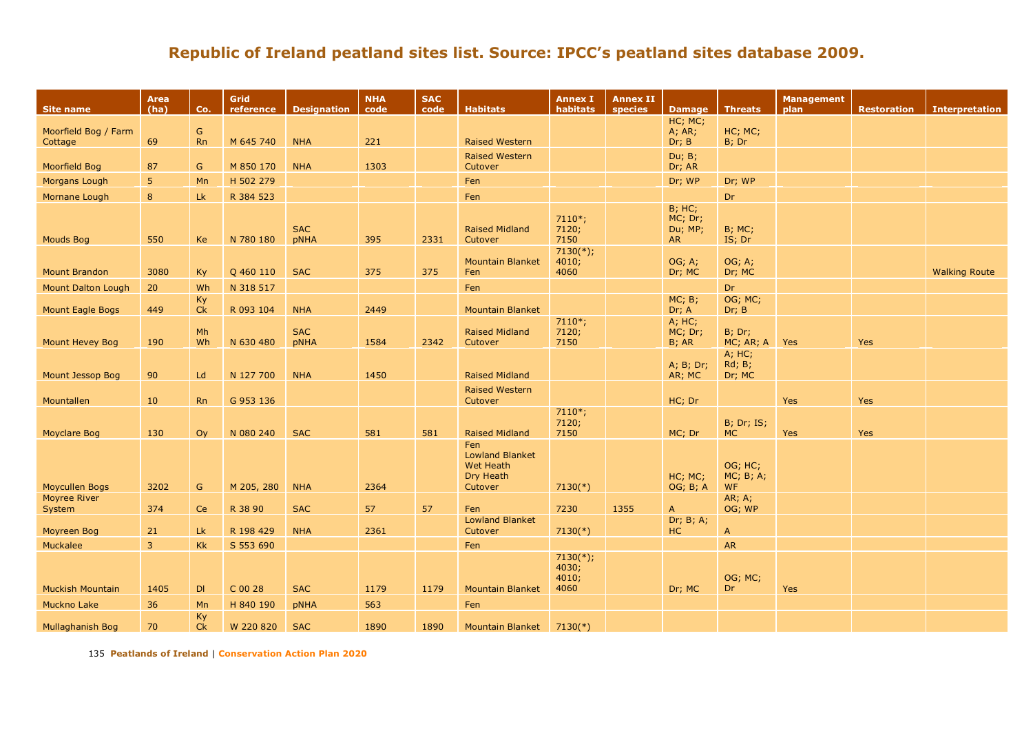## Republic of Ireland peatland sites list. Source: IPCC's peatland sites database 2009.

| Site name | Area (ha) | Co. | Grid reference | Designation | NHA code | SAC code | Habitats | Annex I habitats | Annex II species | Damage | Threats | Management plan | Restoration | Interpretation |
|---|---|---|---|---|---|---|---|---|---|---|---|---|---|---|
| Moorfield Bog / Farm Cottage | 69 | G Rn | M 645 740 | NHA | 221 | | Raised Western | | | HC; MC; A; AR; Dr; B | HC; MC; B; Dr | | | |
| Moorfield Bog | 87 | G | M 850 170 | NHA | 1303 | | Raised Western Cutover | | | Du; B; Dr; AR | | | | |
| Morgans Lough | 5 | Mn | H 502 279 | | | | Fen | | | Dr; WP | Dr; WP | | | |
| Mornane Lough | 8 | Lk | R 384 523 | | | | Fen | | | | Dr | | | |
| Mouds Bog | 550 | Ke | N 780 180 | SAC pNHA | 395 | 2331 | Raised Midland Cutover | 7110*; 7120; 7150 | | B; HC; MC; Dr; Du; MP; AR | B; MC; IS; Dr | | | |
| Mount Brandon | 3080 | Ky | Q 460 110 | SAC | 375 | 375 | Mountain Blanket Fen | 7130(*); 4010; 4060 | | OG; A; Dr; MC | OG; A; Dr; MC | | | Walking Route |
| Mount Dalton Lough | 20 | Wh | N 318 517 | | | | Fen | | | | Dr | | | |
| Mount Eagle Bogs | 449 | Ky Ck | R 093 104 | NHA | 2449 | | Mountain Blanket | | | MC; B; Dr; A | OG; MC; Dr; B | | | |
| Mount Hevey Bog | 190 | Mh Wh | N 630 480 | SAC pNHA | 1584 | 2342 | Raised Midland Cutover | 7110*; 7120; 7150 | | A; HC; MC; Dr; B; AR | B; Dr; MC; AR; A | Yes | Yes | |
| Mount Jessop Bog | 90 | Ld | N 127 700 | NHA | 1450 | | Raised Midland | | | A; B; Dr; AR; MC | A; HC; Rd; B; Dr; MC | | | |
| Mountallen | 10 | Rn | G 953 136 | | | | Raised Western Cutover | | | HC; Dr | | Yes | Yes | |
| Moyclare Bog | 130 | Oy | N 080 240 | SAC | 581 | 581 | Raised Midland | 7110*; 7120; 7150 | | MC; Dr | B; Dr; IS; MC | Yes | Yes | |
| Moycullen Bogs | 3202 | G | M 205, 280 | NHA | 2364 | | Fen Lowland Blanket Wet Heath Dry Heath Cutover | 7130(*) | | HC; MC; OG; B; A | OG; HC; MC; B; A; WF | | | |
| Moyree River System | 374 | Ce | R 38 90 | SAC | 57 | 57 | Fen | 7230 | 1355 | A | AR; A; OG; WP | | | |
| Moyreen Bog | 21 | Lk | R 198 429 | NHA | 2361 | | Lowland Blanket Cutover | 7130(*) | | Dr; B; A; HC | A | | | |
| Muckalee | 3 | Kk | S 553 690 | | | | Fen | | | | AR | | | |
| Muckish Mountain | 1405 | Dl | C 00 28 | SAC | 1179 | 1179 | Mountain Blanket | 7130(*); 4030; 4010; 4060 | | Dr; MC | OG; MC; Dr | Yes | | |
| Muckno Lake | 36 | Mn | H 840 190 | pNHA | 563 | | Fen | | | | | | | |
| Mullaghanish Bog | 70 | Ky Ck | W 220 820 | SAC | 1890 | 1890 | Mountain Blanket | 7130(*) | | | | | | |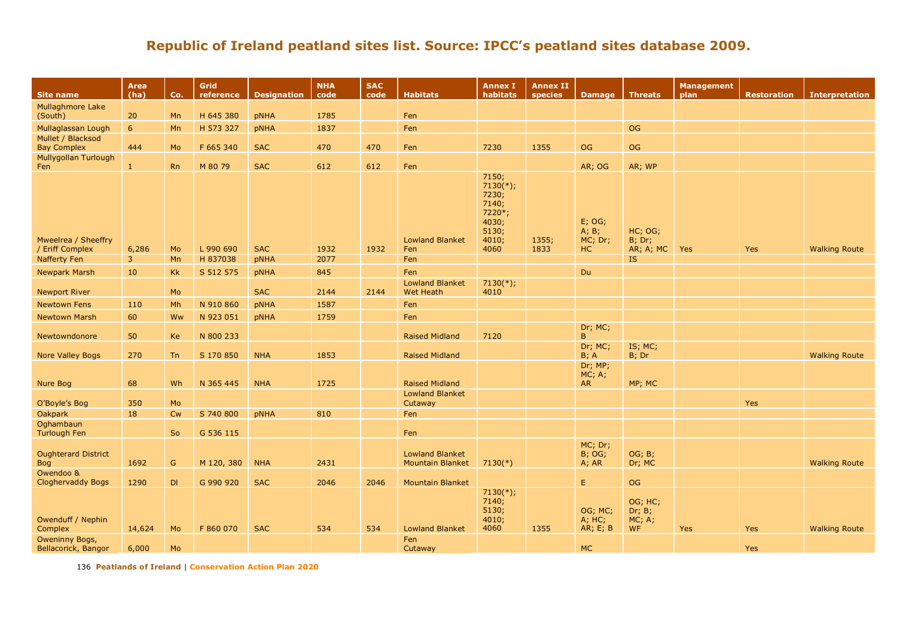# Republic of Ireland peatland sites list. Source: IPCC's peatland sites database 2009.

| Site name | Area (ha) | Co. | Grid reference | Designation | NHA code | SAC code | Habitats | Annex I habitats | Annex II species | Damage | Threats | Management plan | Restoration | Interpretation |
|---|---|---|---|---|---|---|---|---|---|---|---|---|---|---|
| Mullaghmore Lake (South) | 20 | Mn | H 645 380 | pNHA | 1785 | | Fen | | | | | | | |
| Mullaglassan Lough | 6 | Mn | H 573 327 | pNHA | 1837 | | Fen | | | | OG | | | |
| Mullet / Blacksod Bay Complex | 444 | Mo | F 665 340 | SAC | 470 | 470 | Fen | 7230 | 1355 | OG | OG | | | |
| Mullygollan Turlough Fen | 1 | Rn | M 80 79 | SAC | 612 | 612 | Fen | | | AR; OG | AR; WP | | | |
| Mweelrea / Sheeffry / Eriff Complex | 6,286 | Mo | L 990 690 | SAC | 1932 | 1932 | Lowland Blanket Fen | 7150; 7130(*); 7230; 7140; 7220*; 4030; 5130; 4010; 4060 | 1355; 1833 | E; OG; A; B; MC; Dr; HC | HC; OG; B; Dr; AR; A; MC | Yes | Yes | Walking Route |
| Nafferty Fen | 3 | Mn | H 837038 | pNHA | 2077 | | Fen | | | | IS | | | |
| Newpark Marsh | 10 | Kk | S 512 575 | pNHA | 845 | | Fen | | | Du | | | | |
| Newport River | | Mo | | SAC | 2144 | 2144 | Lowland Blanket Wet Heath | 7130(*); 4010 | | | | | | |
| Newtown Fens | 110 | Mh | N 910 860 | pNHA | 1587 | | Fen | | | | | | | |
| Newtown Marsh | 60 | Ww | N 923 051 | pNHA | 1759 | | Fen | | | | | | | |
| Newtowndonore | 50 | Ke | N 800 233 | | | | Raised Midland | 7120 | | Dr; MC; B | | | | |
| Nore Valley Bogs | 270 | Tn | S 170 850 | NHA | 1853 | | Raised Midland | | | Dr; MC; B; A | IS; MC; B; Dr | | | Walking Route |
| Nure Bog | 68 | Wh | N 365 445 | NHA | 1725 | | Raised Midland | | | Dr; MP; MC; A; AR | MP; MC | | | |
| O'Boyle's Bog | 350 | Mo | | | | | Lowland Blanket Cutaway | | | | | | Yes | |
| Oakpark | 18 | Cw | S 740 800 | pNHA | 810 | | Fen | | | | | | | |
| Oghambaun Turlough Fen | | So | G 536 115 | | | | Fen | | | | | | | |
| Oughterard District Bog | 1692 | G | M 120, 380 | NHA | 2431 | | Lowland Blanket Mountain Blanket | 7130(*) | | MC; Dr; B; OG; A; AR | OG; B; Dr; MC | | | Walking Route |
| Owendoo & Cloghervaddy Bogs | 1290 | Dl | G 990 920 | SAC | 2046 | 2046 | Mountain Blanket | | | E | OG | | | |
| Owenduff / Nephin Complex | 14,624 | Mo | F 860 070 | SAC | 534 | 534 | Lowland Blanket | 7130(*); 7140; 5130; 4010; 4060 | 1355 | OG; MC; A; HC; AR; E; B | OG; HC; Dr; B; MC; A; WF | Yes | Yes | Walking Route |
| Oweninny Bogs, Bellacorick, Bangor | 6,000 | Mo | | | | | Fen Cutaway | | | MC | | | Yes | |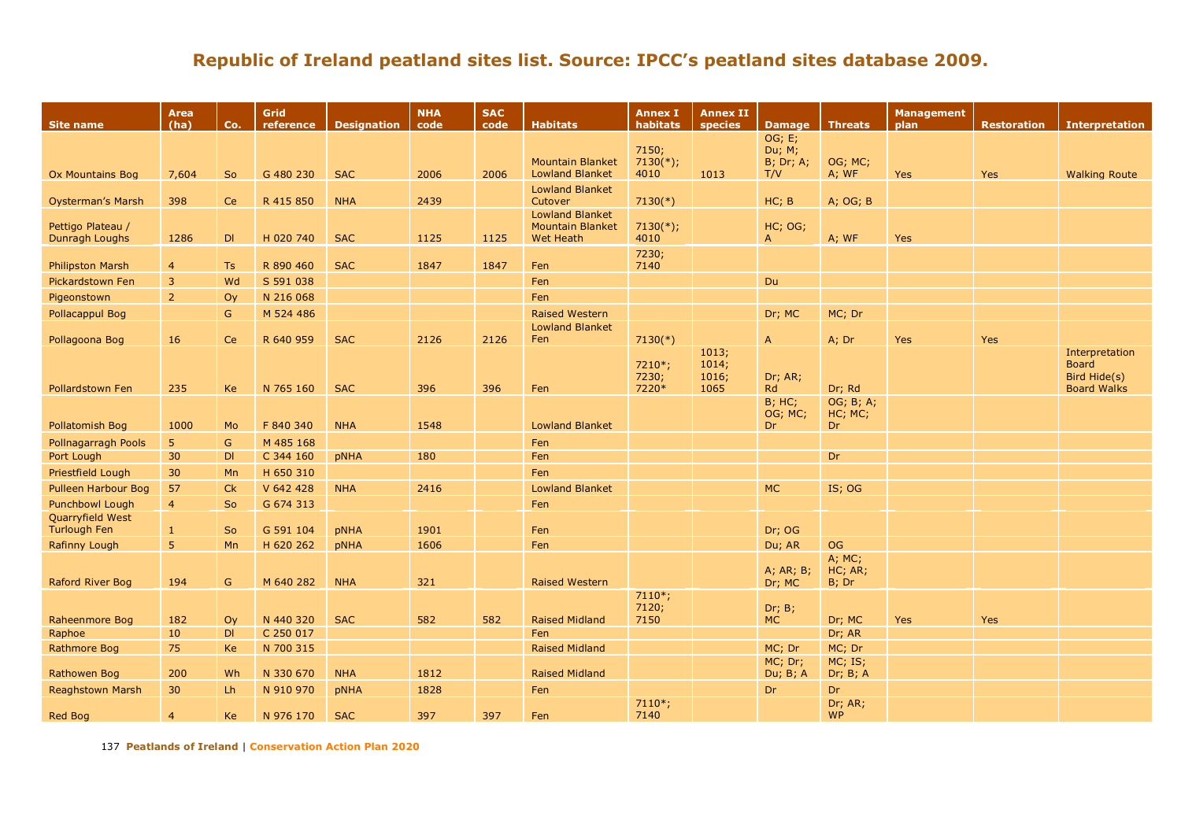## Republic of Ireland peatland sites list. Source: IPCC's peatland sites database 2009.

| Site name | Area (ha) | Co. | Grid reference | Designation | NHA code | SAC code | Habitats | Annex I habitats | Annex II species | Damage | Threats | Management plan | Restoration | Interpretation |
|---|---|---|---|---|---|---|---|---|---|---|---|---|---|---|
| Ox Mountains Bog | 7,604 | So | G 480 230 | SAC | 2006 | 2006 | Mountain Blanket Lowland Blanket | 7150; 7130(*); 4010 | 1013 | OG; E; Du; M; B; Dr; A; T/V | OG; MC; A; WF | Yes | Yes | Walking Route |
| Oysterman's Marsh | 398 | Ce | R 415 850 | NHA | 2439 | | Lowland Blanket Cutover | 7130(*) | | HC; B | A; OG; B | | | |
| Pettigo Plateau / Dunragh Loughs | 1286 | Dl | H 020 740 | SAC | 1125 | 1125 | Lowland Blanket Mountain Blanket Wet Heath | 7130(*); 4010 | | HC; OG; A | A; WF | Yes | | |
| Philipston Marsh | 4 | Ts | R 890 460 | SAC | 1847 | 1847 | Fen | 7230; 7140 | | | | | | |
| Pickardstown Fen | 3 | Wd | S 591 038 | | | | Fen | | | Du | | | | |
| Pigeonstown | 2 | Oy | N 216 068 | | | | Fen | | | | | | | |
| Pollacappul Bog | | G | M 524 486 | | | | Raised Western | | | Dr; MC | MC; Dr | | | |
| Pollagoona Bog | 16 | Ce | R 640 959 | SAC | 2126 | 2126 | Lowland Blanket Fen | 7130(*) | | A | A; Dr | Yes | Yes | |
| Pollardstown Fen | 235 | Ke | N 765 160 | SAC | 396 | 396 | Fen | 7210*; 7230; 7220* | 1013; 1014; 1016; 1065 | Dr; AR; Rd | Dr; Rd | | | Interpretation Board Bird Hide(s) Board Walks |
| Pollatomish Bog | 1000 | Mo | F 840 340 | NHA | 1548 | | Lowland Blanket | | | B; HC; OG; MC; Dr | OG; B; A; HC; MC; Dr | | | |
| Pollnagarragh Pools | 5 | G | M 485 168 | | | | Fen | | | | | | | |
| Port Lough | 30 | Dl | C 344 160 | pNHA | 180 | | Fen | | | | Dr | | | |
| Priestfield Lough | 30 | Mn | H 650 310 | | | | Fen | | | | | | | |
| Pulleen Harbour Bog | 57 | Ck | V 642 428 | NHA | 2416 | | Lowland Blanket | | | MC | IS; OG | | | |
| Punchbowl Lough | 4 | So | G 674 313 | | | | Fen | | | | | | | |
| Quarryfield West Turlough Fen | 1 | So | G 591 104 | pNHA | 1901 | | Fen | | | Dr; OG | | | | |
| Rafinny Lough | 5 | Mn | H 620 262 | pNHA | 1606 | | Fen | | | Du; AR | OG | | | |
| Raford River Bog | 194 | G | M 640 282 | NHA | 321 | | Raised Western | | | A; AR; B; Dr; MC | A; MC; HC; AR; B; Dr | | | |
| Raheenmore Bog | 182 | Oy | N 440 320 | SAC | 582 | 582 | Raised Midland | 7110*; 7120; 7150 | | Dr; B; MC | Dr; MC | Yes | Yes | |
| Raphoe | 10 | Dl | C 250 017 | | | | Fen | | | | Dr; AR | | | |
| Rathmore Bog | 75 | Ke | N 700 315 | | | | Raised Midland | | | MC; Dr | MC; Dr | | | |
| Rathowen Bog | 200 | Wh | N 330 670 | NHA | 1812 | | Raised Midland | | | MC; Dr; Du; B; A | MC; IS; Dr; B; A | | | |
| Reaghstown Marsh | 30 | Lh | N 910 970 | pNHA | 1828 | | Fen | | | Dr | Dr | | | |
| Red Bog | 4 | Ke | N 976 170 | SAC | 397 | 397 | Fen | 7110*; 7140 | | | Dr; AR; WP | | | |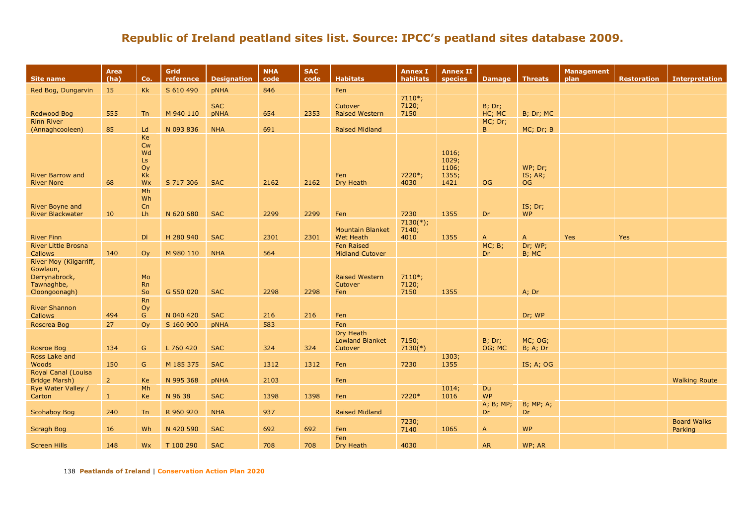## Republic of Ireland peatland sites list. Source: IPCC's peatland sites database 2009.

| Site name | Area (ha) | Co. | Grid reference | Designation | NHA code | SAC code | Habitats | Annex I habitats | Annex II species | Damage | Threats | Management plan | Restoration | Interpretation |
|---|---|---|---|---|---|---|---|---|---|---|---|---|---|---|
| Red Bog, Dungarvin | 15 | Kk | S 610 490 | pNHA | 846 | | Fen | | | | | | | |
| Redwood Bog | 555 | Tn | M 940 110 | SAC pNHA | 654 | 2353 | Cutover Raised Western | 7110*; 7120; 7150 | | B; Dr; HC; MC | B; Dr; MC | | | |
| Rinn River (Annaghcooleen) | 85 | Ld | N 093 836 | NHA | 691 | | Raised Midland | | | MC; Dr; B | MC; Dr; B | | | |
| River Barrow and River Nore | 68 | Ke Cw Wd Ls Oy Kk Wx | S 717 306 | SAC | 2162 | 2162 | Fen Dry Heath | 7220*; 4030 | 1016; 1029; 1106; 1355; 1421 | OG | WP; Dr; IS; AR; OG | | | |
| River Boyne and River Blackwater | 10 | Mh Wh Cn Lh | N 620 680 | SAC | 2299 | 2299 | Fen | 7230 | 1355 | Dr | IS; Dr; WP | | | |
| River Finn | | Dl | H 280 940 | SAC | 2301 | 2301 | Mountain Blanket Wet Heath | 7130(*); 7140; 4010 | 1355 | A | A | Yes | Yes | |
| River Little Brosna Callows | 140 | Oy | M 980 110 | NHA | 564 | | Fen Raised Midland Cutover | | | MC; B; Dr | Dr; WP; B; MC | | | |
| River Moy (Kilgarriff, Gowlaun, Derrynabrock, Tawnaghbe, Cloongoonagh) | | Mo Rn So | G 550 020 | SAC | 2298 | 2298 | Raised Western Cutover Fen | 7110*; 7120; 7150 | 1355 | | A; Dr | | | |
| River Shannon Callows | 494 | Rn Oy G | N 040 420 | SAC | 216 | 216 | Fen | | | | Dr; WP | | | |
| Roscrea Bog | 27 | Oy | S 160 900 | pNHA | 583 | | Fen | | | | | | | |
| Rosroe Bog | 134 | G | L 760 420 | SAC | 324 | 324 | Dry Heath Lowland Blanket Cutover | 7150; 7130(*) | | B; Dr; OG; MC | MC; OG; B; A; Dr | | | |
| Ross Lake and Woods | 150 | G | M 185 375 | SAC | 1312 | 1312 | Fen | 7230 | 1303; 1355 | | IS; A; OG | | | |
| Royal Canal (Louisa Bridge Marsh) | 2 | Ke | N 995 368 | pNHA | 2103 | | Fen | | | | | | | Walking Route |
| Rye Water Valley / Carton | 1 | Mh Ke | N 96 38 | SAC | 1398 | 1398 | Fen | 7220* | 1014; 1016 | Du WP | | | | |
| Scohaboy Bog | 240 | Tn | R 960 920 | NHA | 937 | | Raised Midland | | | A; B; MP; Dr | B; MP; A; Dr | | | |
| Scragh Bog | 16 | Wh | N 420 590 | SAC | 692 | 692 | Fen | 7230; 7140 | 1065 | A | WP | | | Board Walks Parking |
| Screen Hills | 148 | Wx | T 100 290 | SAC | 708 | 708 | Fen Dry Heath | 4030 | | AR | WP; AR | | | |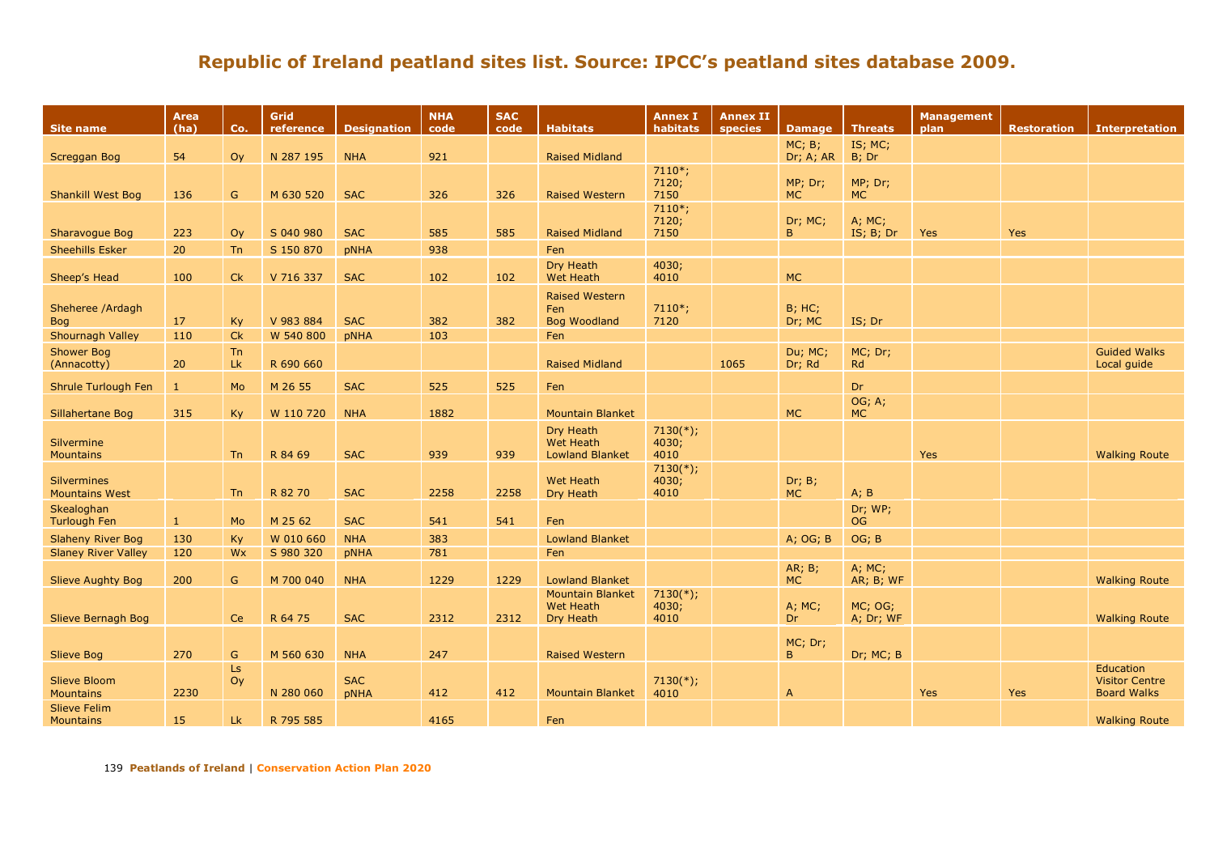# Republic of Ireland peatland sites list. Source: IPCC's peatland sites database 2009.

| Site name | Area (ha) | Co. | Grid reference | Designation | NHA code | SAC code | Habitats | Annex I habitats | Annex II species | Damage | Threats | Management plan | Restoration | Interpretation |
|---|---|---|---|---|---|---|---|---|---|---|---|---|---|---|
| Screggan Bog | 54 | Oy | N 287 195 | NHA | 921 | | Raised Midland | | | MC; B; Dr; A; AR | IS; MC; B; Dr | | | |
| Shankill West Bog | 136 | G | M 630 520 | SAC | 326 | 326 | Raised Western | 7110*; 7120; 7150 | | MP; Dr; MC | MP; Dr; MC | | | |
| Sharavogue Bog | 223 | Oy | S 040 980 | SAC | 585 | 585 | Raised Midland | 7110*; 7120; 7150 | | Dr; MC; B | A; MC; IS; B; Dr | Yes | Yes | |
| Sheehills Esker | 20 | Tn | S 150 870 | pNHA | 938 | | Fen | | | | | | | |
| Sheep's Head | 100 | Ck | V 716 337 | SAC | 102 | 102 | Dry Heath Wet Heath | 4030; 4010 | | MC | | | | |
| Sheheree /Ardagh Bog | 17 | Ky | V 983 884 | SAC | 382 | 382 | Raised Western Fen Bog Woodland | 7110*; 7120 | | B; HC; Dr; MC | IS; Dr | | | |
| Shournagh Valley | 110 | Ck | W 540 800 | pNHA | 103 | | Fen | | | | | | | |
| Shower Bog (Annacotty) | 20 | Tn Lk | R 690 660 | | | | Raised Midland | | 1065 | Du; MC; Dr; Rd | MC; Dr; Rd | | | Guided Walks Local guide |
| Shrule Turlough Fen | 1 | Mo | M 26 55 | SAC | 525 | 525 | Fen | | | | Dr | | | |
| Sillahertane Bog | 315 | Ky | W 110 720 | NHA | 1882 | | Mountain Blanket | | | MC | OG; A; MC | | | |
| Silvermine Mountains | | Tn | R 84 69 | SAC | 939 | 939 | Dry Heath Wet Heath Lowland Blanket | 7130(*); 4030; 4010 | | | | Yes | | Walking Route |
| Silvermines Mountains West | | Tn | R 82 70 | SAC | 2258 | 2258 | Wet Heath Dry Heath | 7130(*); 4030; 4010 | | Dr; B; MC | A; B | | | |
| Skealoghan Turlough Fen | 1 | Mo | M 25 62 | SAC | 541 | 541 | Fen | | | | Dr; WP; OG | | | |
| Slaheny River Bog | 130 | Ky | W 010 660 | NHA | 383 | | Lowland Blanket | | | A; OG; B | OG; B | | | |
| Slaney River Valley | 120 | Wx | S 980 320 | pNHA | 781 | | Fen | | | | | | | |
| Slieve Aughty Bog | 200 | G | M 700 040 | NHA | 1229 | 1229 | Lowland Blanket | | | AR; B; MC | A; MC; AR; B; WF | | | Walking Route |
| Slieve Bernagh Bog | | Ce | R 64 75 | SAC | 2312 | 2312 | Mountain Blanket Wet Heath Dry Heath | 7130(*); 4030; 4010 | | A; MC; Dr | MC; OG; A; Dr; WF | | | Walking Route |
| Slieve Bog | 270 | G | M 560 630 | NHA | 247 | | Raised Western | | | MC; Dr; B | Dr; MC; B | | | |
| Slieve Bloom Mountains | 2230 | Ls Oy | N 280 060 | SAC pNHA | 412 | 412 | Mountain Blanket | 7130(*); 4010 | | A | | Yes | Yes | Education Visitor Centre Board Walks |
| Slieve Felim Mountains | 15 | Lk | R 795 585 | | 4165 | | Fen | | | | | | | Walking Route |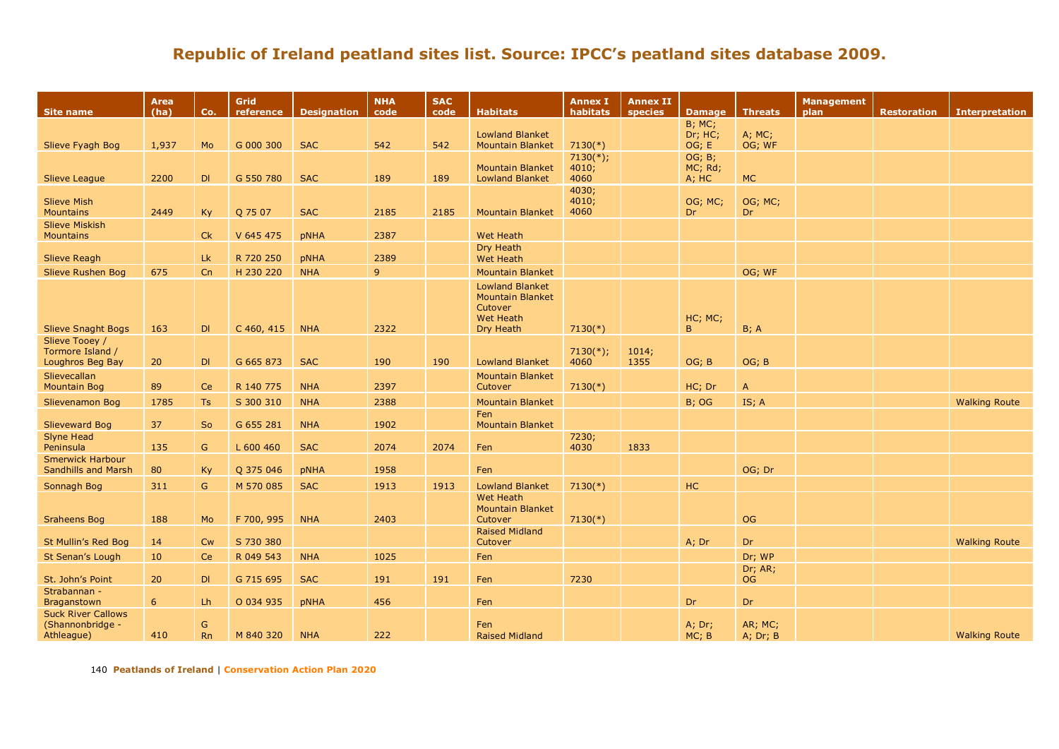# Republic of Ireland peatland sites list. Source: IPCC's peatland sites database 2009.

| Site name | Area (ha) | Co. | Grid reference | Designation | NHA code | SAC code | Habitats | Annex I habitats | Annex II species | Damage | Threats | Management plan | Restoration | Interpretation |
|---|---|---|---|---|---|---|---|---|---|---|---|---|---|---|
| Slieve Fyagh Bog | 1,937 | Mo | G 000 300 | SAC | 542 | 542 | Lowland Blanket Mountain Blanket | 7130(*) | | B; MC; Dr; HC; OG; E | A; MC; OG; WF | | | |
| Slieve League | 2200 | Dl | G 550 780 | SAC | 189 | 189 | Mountain Blanket Lowland Blanket | 7130(*); 4010; 4060 | | OG; B; MC; Rd; A; HC | MC | | | |
| Slieve Mish Mountains | 2449 | Ky | Q 75 07 | SAC | 2185 | 2185 | Mountain Blanket | 4030; 4010; 4060 | | OG; MC; Dr | OG; MC; Dr | | | |
| Slieve Miskish Mountains | | Ck | V 645 475 | pNHA | 2387 | | Wet Heath | | | | | | | |
| Slieve Reagh | | Lk | R 720 250 | pNHA | 2389 | | Dry Heath Wet Heath | | | | | | | |
| Slieve Rushen Bog | 675 | Cn | H 230 220 | NHA | 9 | | Mountain Blanket | | | | OG; WF | | | |
| Slieve Snaght Bogs | 163 | Dl | C 460, 415 | NHA | 2322 | | Lowland Blanket Mountain Blanket Cutover Wet Heath Dry Heath | 7130(*) | | HC; MC; B | B; A | | | |
| Slieve Tooey / Tormore Island / Loughros Beg Bay | 20 | Dl | G 665 873 | SAC | 190 | 190 | Lowland Blanket | 7130(*); 4060 | 1014; 1355 | OG; B | OG; B | | | |
| Slievecallan Mountain Bog | 89 | Ce | R 140 775 | NHA | 2397 | | Mountain Blanket Cutover | 7130(*) | | HC; Dr | A | | | |
| Slievenamon Bog | 1785 | Ts | S 300 310 | NHA | 2388 | | Mountain Blanket | | | B; OG | IS; A | | | Walking Route |
| Slieveward Bog | 37 | So | G 655 281 | NHA | 1902 | | Fen Mountain Blanket | | | | | | | |
| Slyne Head Peninsula | 135 | G | L 600 460 | SAC | 2074 | 2074 | Fen | 7230; 4030 | 1833 | | | | | |
| Smerwick Harbour Sandhills and Marsh | 80 | Ky | Q 375 046 | pNHA | 1958 | | Fen | | | | OG; Dr | | | |
| Sonnagh Bog | 311 | G | M 570 085 | SAC | 1913 | 1913 | Lowland Blanket | 7130(*) | | HC | | | | |
| Sraheens Bog | 188 | Mo | F 700, 995 | NHA | 2403 | | Wet Heath Mountain Blanket Cutover | 7130(*) | | | OG | | | |
| St Mullin's Red Bog | 14 | Cw | S 730 380 | | | | Raised Midland Cutover | | | A; Dr | Dr | | | Walking Route |
| St Senan's Lough | 10 | Ce | R 049 543 | NHA | 1025 | | Fen | | | | Dr; WP | | | |
| St. John's Point | 20 | Dl | G 715 695 | SAC | 191 | 191 | Fen | 7230 | | | Dr; AR; OG | | | |
| Strabannan - Braganstown | 6 | Lh | O 034 935 | pNHA | 456 | | Fen | | | Dr | Dr | | | |
| Suck River Callows (Shannonbridge - Athleague) | 410 | G Rn | M 840 320 | NHA | 222 | | Fen Raised Midland | | | A; Dr; MC; B | AR; MC; A; Dr; B | | | Walking Route |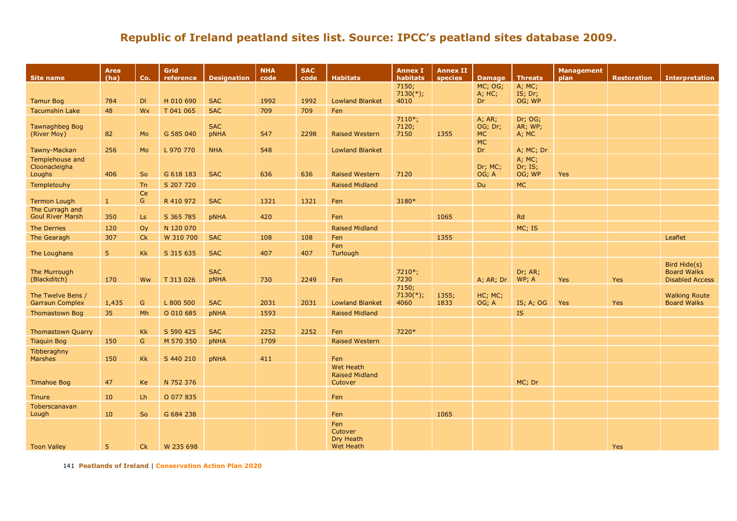# Republic of Ireland peatland sites list. Source: IPCC's peatland sites database 2009.

| Site name | Area (ha) | Co. | Grid reference | Designation | NHA code | SAC code | Habitats | Annex I habitats | Annex II species | Damage | Threats | Management plan | Restoration | Interpretation |
|---|---|---|---|---|---|---|---|---|---|---|---|---|---|---|
| Tamur Bog | 784 | Dl | H 010 690 | SAC | 1992 | 1992 | Lowland Blanket | 7150; 7130(*); 4010 | | MC; OG; A; HC; Dr | A; MC; IS; Dr; OG; WP | | | |
| Tacumshin Lake | 48 | Wx | T 041 065 | SAC | 709 | 709 | Fen | | | | | | | |
| Tawnaghbeg Bog (River Moy) | 82 | Mo | G 585 040 | SAC pNHA | 547 | 2298 | Raised Western | 7110*; 7120; 7150 | 1355 | A; AR; OG; Dr; MC | Dr; OG; AR; WP; A; MC | | | |
| Tawny-Mackan | 256 | Mo | L 970 770 | NHA | 548 | | Lowland Blanket | | | MC Dr | A; MC; Dr | | | |
| Templehouse and Cloonacleigha Loughs | 406 | So | G 618 183 | SAC | 636 | 636 | Raised Western | 7120 | | Dr; MC; OG; A | A; MC; Dr; IS; OG; WP | Yes | | |
| Templetouhy | | Tn | S 207 720 | | | | Raised Midland | | | Du | MC | | | |
| Termon Lough | 1 | Ce G | R 410 972 | SAC | 1321 | 1321 | Fen | 3180* | | | | | | |
| The Curragh and Goul River Marsh | 350 | Ls | S 365 785 | pNHA | 420 | | Fen | | 1065 | | Rd | | | |
| The Derries | 120 | Oy | N 120 070 | | | | Raised Midland | | | | MC; IS | | | |
| The Gearagh | 307 | Ck | W 310 700 | SAC | 108 | 108 | Fen | | 1355 | | | | | Leaflet |
| The Loughans | 5 | Kk | S 315 635 | SAC | 407 | 407 | Fen Turlough | | | | | | | |
| The Murrough (Blackditch) | 170 | Ww | T 313 026 | SAC pNHA | 730 | 2249 | Fen | 7210*; 7230 | | A; AR; Dr | Dr; AR; WP; A | Yes | Yes | Bird Hide(s) Board Walks Disabled Access |
| The Twelve Bens / Garraun Complex | 1,435 | G | L 800 500 | SAC | 2031 | 2031 | Lowland Blanket | 7150; 7130(*); 4060 | 1355; 1833 | HC; MC; OG; A | IS; A; OG | Yes | Yes | Walking Route Board Walks |
| Thomastown Bog | 35 | Mh | O 010 685 | pNHA | 1593 | | Raised Midland | | | | IS | | | |
| Thomastown Quarry | | Kk | S 590 425 | SAC | 2252 | 2252 | Fen | 7220* | | | | | | |
| Tiaquin Bog | 150 | G | M 570 350 | pNHA | 1709 | | Raised Western | | | | | | | |
| Tibberaghny Marshes | 150 | Kk | S 440 210 | pNHA | 411 | | Fen | | | | | | | |
| Timahoe Bog | 47 | Ke | N 752 376 | | | | Wet Heath Raised Midland Cutover | | | | MC; Dr | | | |
| Tinure | 10 | Lh | O 077 835 | | | | Fen | | | | | | | |
| Toberscanavan Lough | 10 | So | G 684 238 | | | | Fen | | 1065 | | | | | |
| Toon Valley | 5 | Ck | W 235 698 | | | | Fen Cutover Dry Heath Wet Heath | | | | | | Yes | |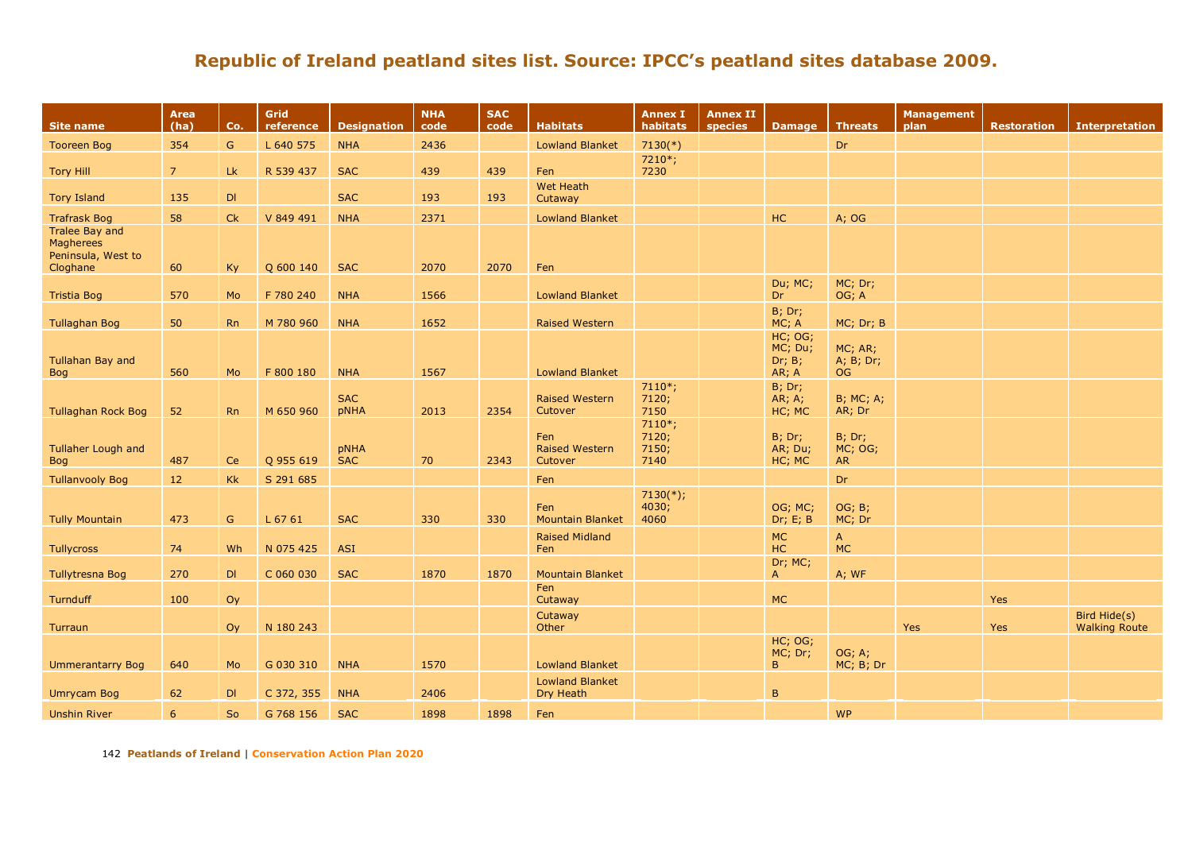# Republic of Ireland peatland sites list. Source: IPCC's peatland sites database 2009.

| Site name | Area (ha) | Co. | Grid reference | Designation | NHA code | SAC code | Habitats | Annex I habitats | Annex II species | Damage | Threats | Management plan | Restoration | Interpretation |
|---|---|---|---|---|---|---|---|---|---|---|---|---|---|---|
| Tooreen Bog | 354 | G | L 640 575 | NHA | 2436 | | Lowland Blanket | 7130(*) | | | Dr | | | |
| Tory Hill | 7 | Lk | R 539 437 | SAC | 439 | 439 | Fen | 7210*; 7230 | | | | | | |
| Tory Island | 135 | Dl | | SAC | 193 | 193 | Wet Heath Cutaway | | | | | | | |
| Trafrask Bog | 58 | Ck | V 849 491 | NHA | 2371 | | Lowland Blanket | | | HC | A; OG | | | |
| Tralee Bay and Magherees Peninsula, West to Cloghane | 60 | Ky | Q 600 140 | SAC | 2070 | 2070 | Fen | | | | | | | |
| Tristia Bog | 570 | Mo | F 780 240 | NHA | 1566 | | Lowland Blanket | | | Du; MC; Dr | MC; Dr; OG; A | | | |
| Tullaghan Bog | 50 | Rn | M 780 960 | NHA | 1652 | | Raised Western | | | B; Dr; MC; A | MC; Dr; B | | | |
| Tullahan Bay and Bog | 560 | Mo | F 800 180 | NHA | 1567 | | Lowland Blanket | | | HC; OG; MC; Du; Dr; B; AR; A | MC; AR; A; B; Dr; OG | | | |
| Tullaghan Rock Bog | 52 | Rn | M 650 960 | SAC pNHA | 2013 | 2354 | Raised Western Cutover | 7110*; 7120; 7150 | | B; Dr; AR; A; HC; MC | B; MC; A; AR; Dr | | | |
| Tullaher Lough and Bog | 487 | Ce | Q 955 619 | pNHA SAC | 70 | 2343 | Fen Raised Western Cutover | 7110*; 7120; 7150; 7140 | | B; Dr; AR; Du; HC; MC | B; Dr; MC; OG; AR | | | |
| Tullanvooly Bog | 12 | Kk | S 291 685 | | | | Fen | | | | Dr | | | |
| Tully Mountain | 473 | G | L 67 61 | SAC | 330 | 330 | Fen Mountain Blanket | 7130(*); 4030; 4060 | | OG; MC; Dr; E; B | OG; B; MC; Dr | | | |
| Tullycross | 74 | Wh | N 075 425 | ASI | | | Raised Midland Fen | | | MC HC | A MC | | | |
| Tullytresna Bog | 270 | Dl | C 060 030 | SAC | 1870 | 1870 | Mountain Blanket | | | Dr; MC; A | A; WF | | | |
| Turnduff | 100 | Oy | | | | | Fen Cutaway | | | MC | | | Yes | |
| Turraun | | Oy | N 180 243 | | | | Cutaway Other | | | | | Yes | Yes | Bird Hide(s) Walking Route |
| Ummerantarry Bog | 640 | Mo | G 030 310 | NHA | 1570 | | Lowland Blanket | | | HC; OG; MC; Dr; B | OG; A; MC; B; Dr | | | |
| Umrycam Bog | 62 | Dl | C 372, 355 | NHA | 2406 | | Lowland Blanket Dry Heath | | | B | | | | |
| Unshin River | 6 | So | G 768 156 | SAC | 1898 | 1898 | Fen | | | | WP | | | |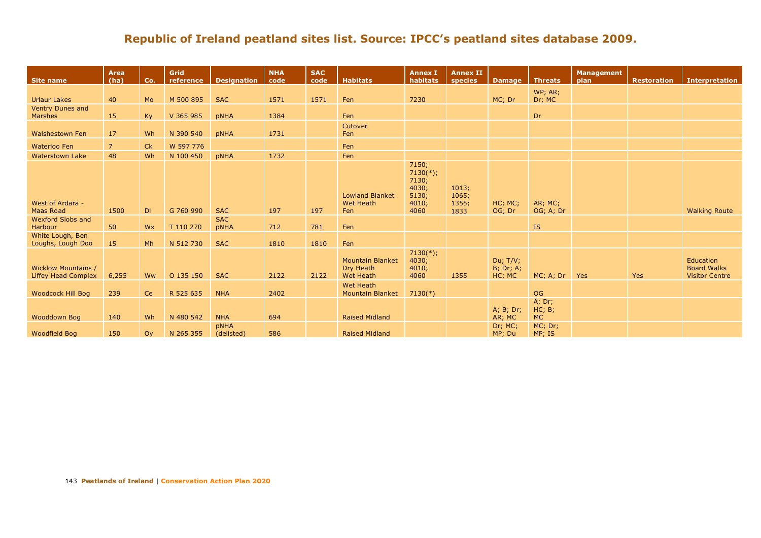## Republic of Ireland peatland sites list. Source: IPCC's peatland sites database 2009.

| Site name | Area (ha) | Co. | Grid reference | Designation | NHA code | SAC code | Habitats | Annex I habitats | Annex II species | Damage | Threats | Management plan | Restoration | Interpretation |
|---|---|---|---|---|---|---|---|---|---|---|---|---|---|---|
| Urlaur Lakes | 40 | Mo | M 500 895 | SAC | 1571 | 1571 | Fen | 7230 | | MC; Dr | WP; AR; Dr; MC | | | |
| Ventry Dunes and Marshes | 15 | Ky | V 365 985 | pNHA | 1384 | | Fen | | | | Dr | | | |
| Walshestown Fen | 17 | Wh | N 390 540 | pNHA | 1731 | | Cutover Fen | | | | | | | |
| Waterloo Fen | 7 | Ck | W 597 776 | | | | Fen | | | | | | | |
| Waterstown Lake | 48 | Wh | N 100 450 | pNHA | 1732 | | Fen | | | | | | | |
| West of Ardara - Maas Road | 1500 | Dl | G 760 990 | SAC | 197 | 197 | Lowland Blanket Wet Heath Fen | 7150; 7130(*); 7130; 4030; 5130; 4010; 4060 | 1013; 1065; 1355; 1833 | HC; MC; OG; Dr | AR; MC; OG; A; Dr | | | Walking Route |
| Wexford Slobs and Harbour | 50 | Wx | T 110 270 | SAC pNHA | 712 | 781 | Fen | | | | IS | | | |
| White Lough, Ben Loughs, Lough Doo | 15 | Mh | N 512 730 | SAC | 1810 | 1810 | Fen | | | | | | | |
| Wicklow Mountains / Liffey Head Complex | 6,255 | Ww | O 135 150 | SAC | 2122 | 2122 | Mountain Blanket Dry Heath Wet Heath | 7130(*); 4030; 4010; 4060 | 1355 | Du; T/V; B; Dr; A; HC; MC | MC; A; Dr | Yes | Yes | Education Board Walks Visitor Centre |
| Woodcock Hill Bog | 239 | Ce | R 525 635 | NHA | 2402 | | Wet Heath Mountain Blanket | 7130(*) | | | OG | | | |
| Wooddown Bog | 140 | Wh | N 480 542 | NHA | 694 | | Raised Midland | | | A; B; Dr; AR; MC | A; Dr; HC; B; MC | | | |
| Woodfield Bog | 150 | Oy | N 265 355 | pNHA (delisted) | 586 | | Raised Midland | | | Dr; MC; MP; Du | MC; Dr; MP; IS | | | |